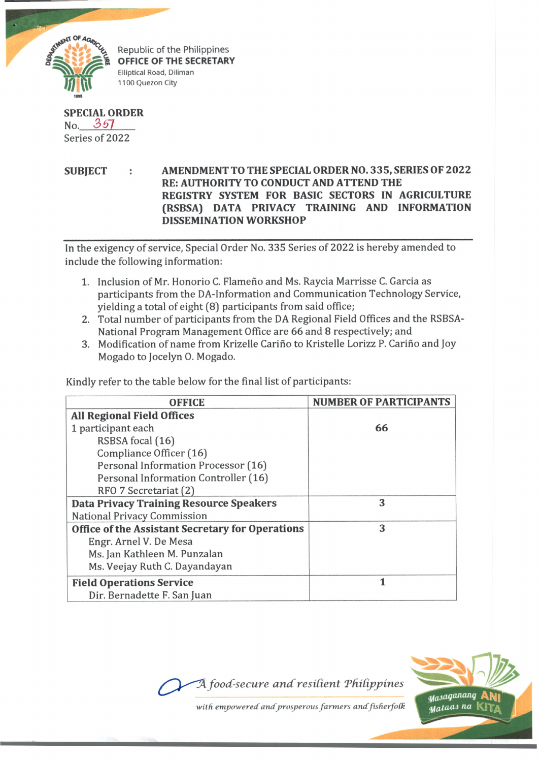Republic of the Philippines
**OFFICE OF THE SECRETARY**
Elliptical Road, Diliman
1100 Quezon City

**SPECIAL ORDER**
No. 357
Series of 2022

**SUBJECT : AMENDMENT TO THE SPECIAL ORDER NO. 335, SERIES OF 2022 RE: AUTHORITY TO CONDUCT AND ATTEND THE REGISTRY SYSTEM FOR BASIC SECTORS IN AGRICULTURE (RSBSA) DATA PRIVACY TRAINING AND INFORMATION DISSEMINATION WORKSHOP**

---

In the exigency of service, Special Order No. 335 Series of 2022 is hereby amended to include the following information:

1. Inclusion of Mr. Honorio C. Flameño and Ms. Raycia Marrisse C. Garcia as participants from the DA-Information and Communication Technology Service, yielding a total of eight (8) participants from said office;
2. Total number of participants from the DA Regional Field Offices and the RSBSA-National Program Management Office are 66 and 8 respectively; and
3. Modification of name from Krizelle Cariño to Kristelle Lorizz P. Cariño and Joy Mogado to Jocelyn O. Mogado.

Kindly refer to the table below for the final list of participants:

| OFFICE | NUMBER OF PARTICIPANTS |
|---|---|
| **All Regional Field Offices**<br>1 participant each<br>RSBSA focal (16)<br>Compliance Officer (16)<br>Personal Information Processor (16)<br>Personal Information Controller (16)<br>RFO 7 Secretariat (2) | 66 |
| **Data Privacy Training Resource Speakers**<br>National Privacy Commission | 3 |
| **Office of the Assistant Secretary for Operations**<br>Engr. Arnel V. De Mesa<br>Ms. Jan Kathleen M. Punzalan<br>Ms. Veejay Ruth C. Dayandayan | 3 |
| **Field Operations Service**<br>Dir. Bernadette F. San Juan | 1 |

*A food-secure and resilient Philippines with empowered and prosperous farmers and fisherfolk*

Masaganang ANI Mataas na KITA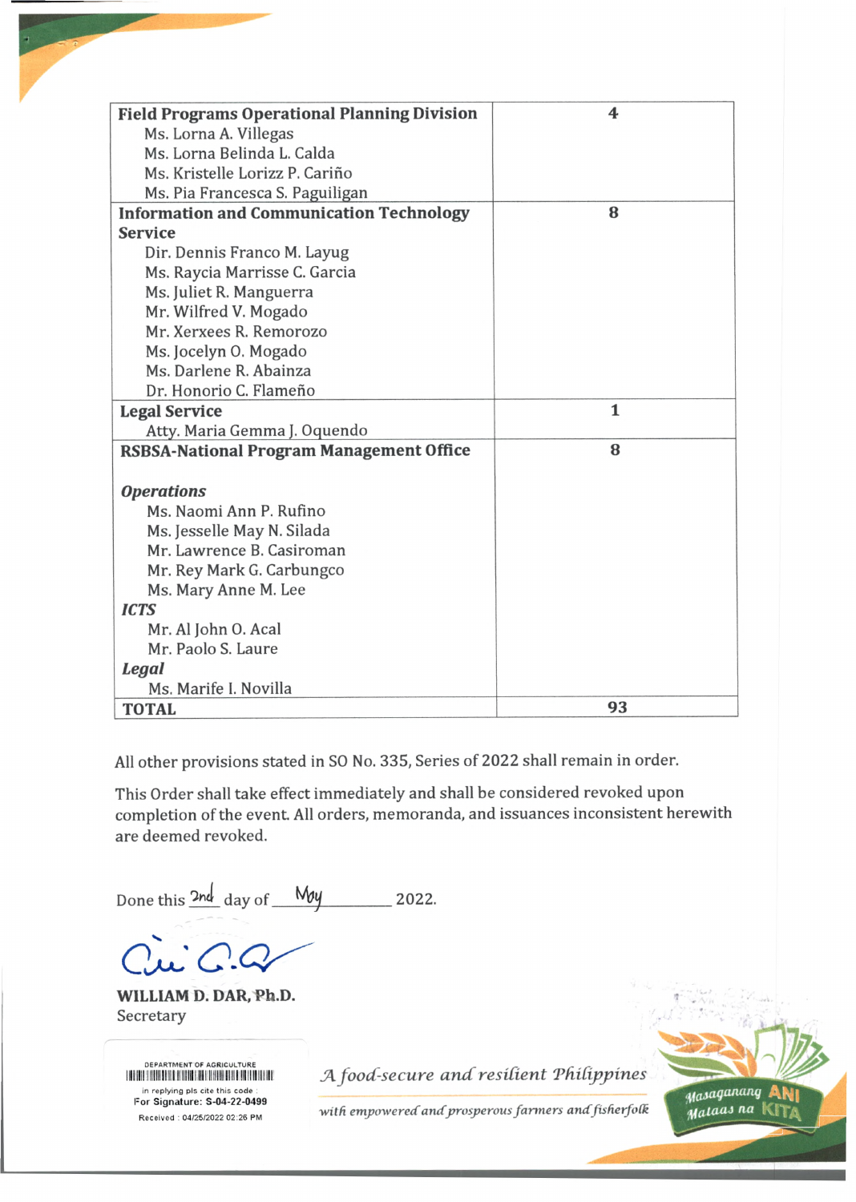| | |
|---|---|
| **Field Programs Operational Planning Division**<br>Ms. Lorna A. Villegas<br>Ms. Lorna Belinda L. Calda<br>Ms. Kristelle Lorizz P. Cariño<br>Ms. Pia Francesca S. Paguiligan | **4** |
| **Information and Communication Technology Service**<br>Dir. Dennis Franco M. Layug<br>Ms. Raycia Marrisse C. Garcia<br>Ms. Juliet R. Manguerra<br>Mr. Wilfred V. Mogado<br>Mr. Xerxees R. Remorozo<br>Ms. Jocelyn O. Mogado<br>Ms. Darlene R. Abainza<br>Dr. Honorio C. Flameño | **8** |
| **Legal Service**<br>Atty. Maria Gemma J. Oquendo | **1** |
| **RSBSA-National Program Management Office**<br><br>***Operations***<br>Ms. Naomi Ann P. Rufino<br>Ms. Jesselle May N. Silada<br>Mr. Lawrence B. Casiroman<br>Mr. Rey Mark G. Carbungco<br>Ms. Mary Anne M. Lee<br>***ICTS***<br>Mr. Al John O. Acal<br>Mr. Paolo S. Laure<br>***Legal***<br>Ms. Marife I. Novilla | **8** |
| **TOTAL** | **93** |

All other provisions stated in SO No. 335, Series of 2022 shall remain in order.

This Order shall take effect immediately and shall be considered revoked upon completion of the event. All orders, memoranda, and issuances inconsistent herewith are deemed revoked.

Done this 2nd day of May 2022.

**WILLIAM D. DAR, Ph.D.**
Secretary

DEPARTMENT OF AGRICULTURE
in replying pls cite this code :
For Signature: S-04-22-0499
Received : 04/25/2022 02:26 PM

*A food-secure and resilient Philippines*
*with empowered and prosperous farmers and fisherfolk*

Masaganang ANI Mataas na KITA